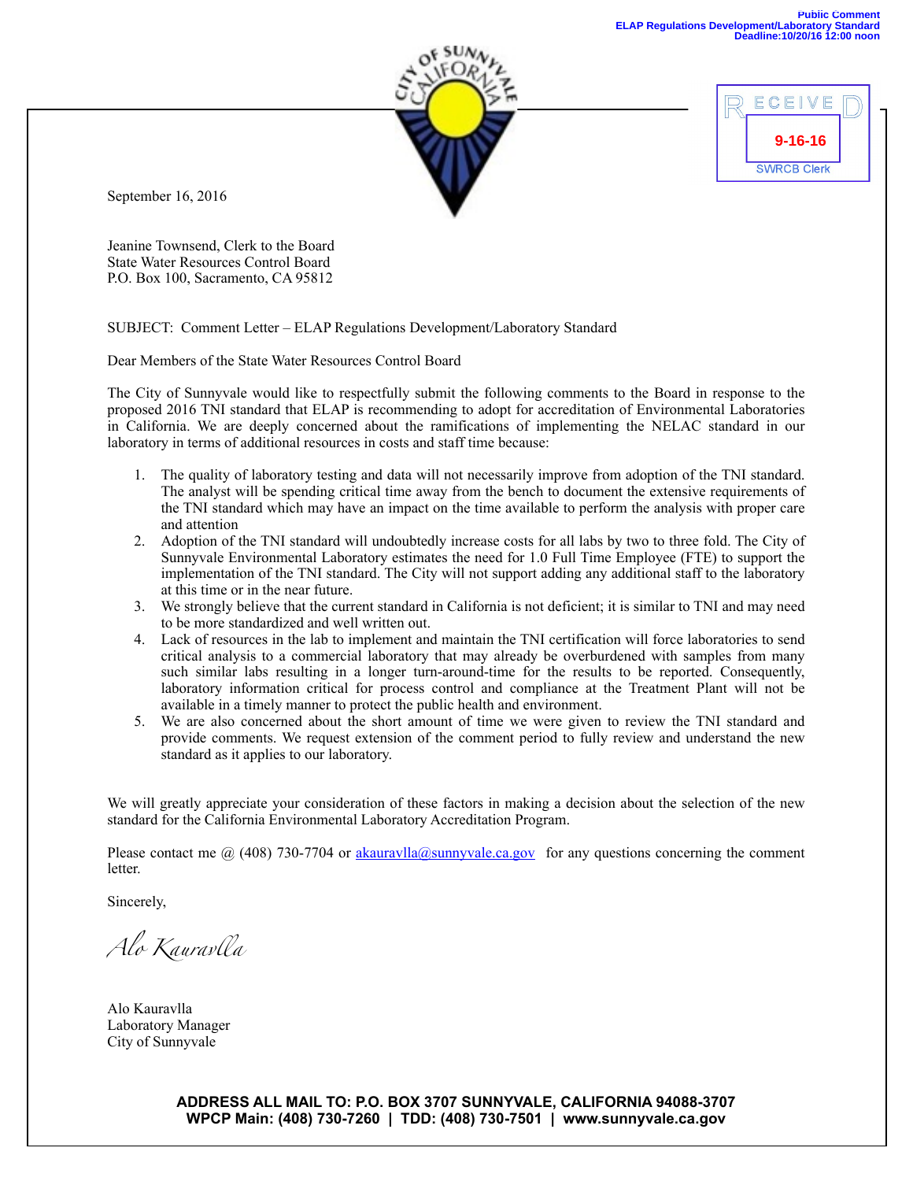Public Comment
ELAP Regulations Development/Laboratory Standard
Deadline:10/20/16 12:00 noon

RECEIVED
9-16-16
SWRCB Clerk

September 16, 2016

Jeanine Townsend, Clerk to the Board
State Water Resources Control Board
P.O. Box 100, Sacramento, CA 95812

SUBJECT: Comment Letter – ELAP Regulations Development/Laboratory Standard

Dear Members of the State Water Resources Control Board

The City of Sunnyvale would like to respectfully submit the following comments to the Board in response to the proposed 2016 TNI standard that ELAP is recommending to adopt for accreditation of Environmental Laboratories in California. We are deeply concerned about the ramifications of implementing the NELAC standard in our laboratory in terms of additional resources in costs and staff time because:

1. The quality of laboratory testing and data will not necessarily improve from adoption of the TNI standard. The analyst will be spending critical time away from the bench to document the extensive requirements of the TNI standard which may have an impact on the time available to perform the analysis with proper care and attention
2. Adoption of the TNI standard will undoubtedly increase costs for all labs by two to three fold. The City of Sunnyvale Environmental Laboratory estimates the need for 1.0 Full Time Employee (FTE) to support the implementation of the TNI standard. The City will not support adding any additional staff to the laboratory at this time or in the near future.
3. We strongly believe that the current standard in California is not deficient; it is similar to TNI and may need to be more standardized and well written out.
4. Lack of resources in the lab to implement and maintain the TNI certification will force laboratories to send critical analysis to a commercial laboratory that may already be overburdened with samples from many such similar labs resulting in a longer turn-around-time for the results to be reported. Consequently, laboratory information critical for process control and compliance at the Treatment Plant will not be available in a timely manner to protect the public health and environment.
5. We are also concerned about the short amount of time we were given to review the TNI standard and provide comments. We request extension of the comment period to fully review and understand the new standard as it applies to our laboratory.

We will greatly appreciate your consideration of these factors in making a decision about the selection of the new standard for the California Environmental Laboratory Accreditation Program.

Please contact me @ (408) 730-7704 or akauravlla@sunnyvale.ca.gov for any questions concerning the comment letter.

Sincerely,

*Alo Kauravlla*

Alo Kauravlla
Laboratory Manager
City of Sunnyvale

**ADDRESS ALL MAIL TO: P.O. BOX 3707 SUNNYVALE, CALIFORNIA 94088-3707**
**WPCP Main: (408) 730-7260 | TDD: (408) 730-7501 | www.sunnyvale.ca.gov**